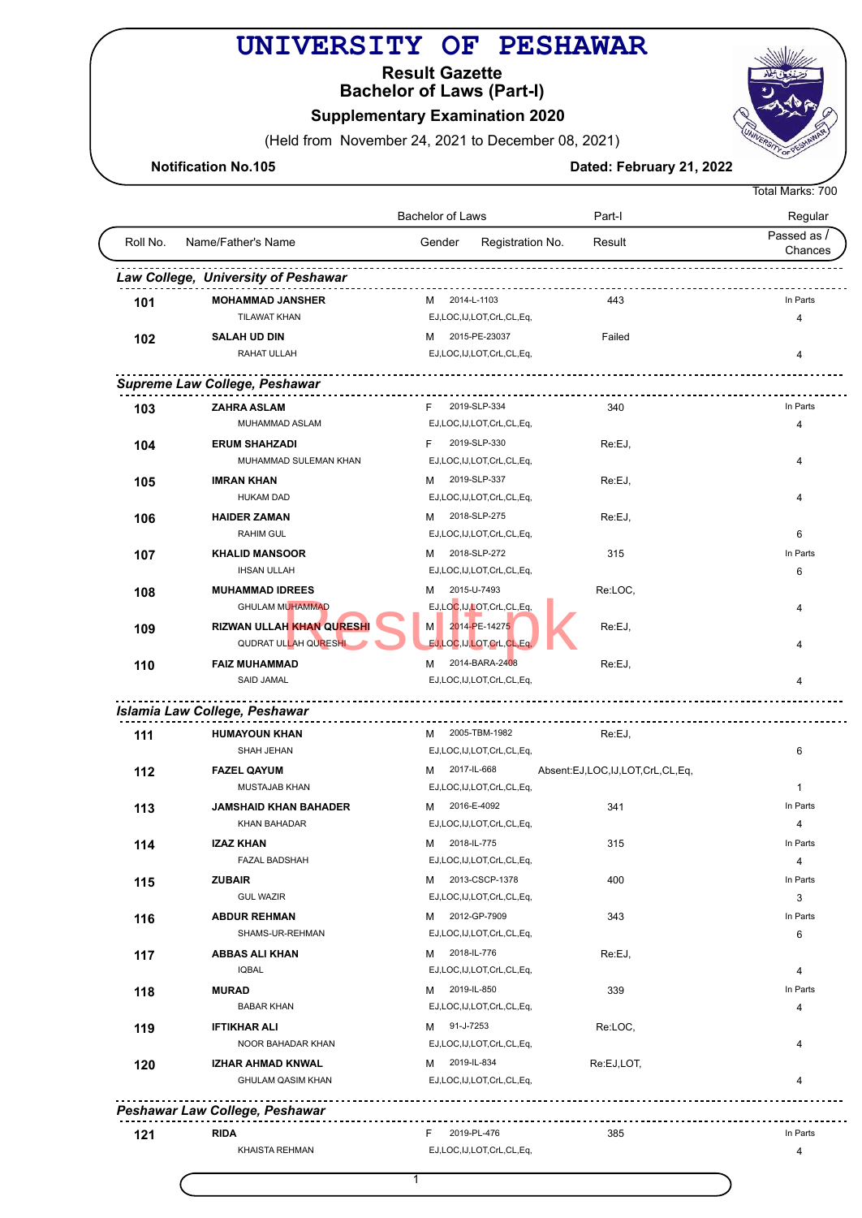# UNIVERSITY OF PESHAWAR

## Result Gazette
## Bachelor of Laws (Part-I)
### Supplementary Examination 2020

(Held from November 24, 2021 to December 08, 2021)

**Notification No.105** **Dated: February 21, 2022**

Total Marks: 700

| Roll No. | Name/Father's Name | Gender | Registration No. | Result | Passed as / Chances |
|---|---|---|---|---|---|
| | | Bachelor of Laws | | Part-I | Regular |
| ***Law College, University of Peshawar*** | | | | | |
| **101** | **MOHAMMAD JANSHER**<br>TILAWAT KHAN | M | 2014-L-1103<br>EJ,LOC,IJ,LOT,CrL,CL,Eq, | 443 | In Parts<br>4 |
| **102** | **SALAH UD DIN**<br>RAHAT ULLAH | M | 2015-PE-23037<br>EJ,LOC,IJ,LOT,CrL,CL,Eq, | Failed | 4 |
| ***Supreme Law College, Peshawar*** | | | | | |
| **103** | **ZAHRA ASLAM**<br>MUHAMMAD ASLAM | F | 2019-SLP-334<br>EJ,LOC,IJ,LOT,CrL,CL,Eq, | 340 | In Parts<br>4 |
| **104** | **ERUM SHAHZADI**<br>MUHAMMAD SULEMAN KHAN | F | 2019-SLP-330<br>EJ,LOC,IJ,LOT,CrL,CL,Eq, | Re:EJ, | 4 |
| **105** | **IMRAN KHAN**<br>HUKAM DAD | M | 2019-SLP-337<br>EJ,LOC,IJ,LOT,CrL,CL,Eq, | Re:EJ, | 4 |
| **106** | **HAIDER ZAMAN**<br>RAHIM GUL | M | 2018-SLP-275<br>EJ,LOC,IJ,LOT,CrL,CL,Eq, | Re:EJ, | 6 |
| **107** | **KHALID MANSOOR**<br>IHSAN ULLAH | M | 2018-SLP-272<br>EJ,LOC,IJ,LOT,CrL,CL,Eq, | 315 | In Parts<br>6 |
| **108** | **MUHAMMAD IDREES**<br>GHULAM MUHAMMAD | M | 2015-U-7493<br>EJ,LOC,IJ,LOT,CrL,CL,Eq, | Re:LOC, | 4 |
| **109** | **RIZWAN ULLAH KHAN QURESHI**<br>QUDRAT ULLAH QURESHI | M | 2014-PE-14275<br>EJ,LOC,IJ,LOT,CrL,CL,Eq, | Re:EJ, | 4 |
| **110** | **FAIZ MUHAMMAD**<br>SAID JAMAL | M | 2014-BARA-2408<br>EJ,LOC,IJ,LOT,CrL,CL,Eq, | Re:EJ, | 4 |
| ***Islamia Law College, Peshawar*** | | | | | |
| **111** | **HUMAYOUN KHAN**<br>SHAH JEHAN | M | 2005-TBM-1982<br>EJ,LOC,IJ,LOT,CrL,CL,Eq, | Re:EJ, | 6 |
| **112** | **FAZEL QAYUM**<br>MUSTAJAB KHAN | M | 2017-IL-668<br>EJ,LOC,IJ,LOT,CrL,CL,Eq, | Absent:EJ,LOC,IJ,LOT,CrL,CL,Eq, | 1 |
| **113** | **JAMSHAID KHAN BAHADER**<br>KHAN BAHADAR | M | 2016-E-4092<br>EJ,LOC,IJ,LOT,CrL,CL,Eq, | 341 | In Parts<br>4 |
| **114** | **IZAZ KHAN**<br>FAZAL BADSHAH | M | 2018-IL-775<br>EJ,LOC,IJ,LOT,CrL,CL,Eq, | 315 | In Parts<br>4 |
| **115** | **ZUBAIR**<br>GUL WAZIR | M | 2013-CSCP-1378<br>EJ,LOC,IJ,LOT,CrL,CL,Eq, | 400 | In Parts<br>3 |
| **116** | **ABDUR REHMAN**<br>SHAMS-UR-REHMAN | M | 2012-GP-7909<br>EJ,LOC,IJ,LOT,CrL,CL,Eq, | 343 | In Parts<br>6 |
| **117** | **ABBAS ALI KHAN**<br>IQBAL | M | 2018-IL-776<br>EJ,LOC,IJ,LOT,CrL,CL,Eq, | Re:EJ, | 4 |
| **118** | **MURAD**<br>BABAR KHAN | M | 2019-IL-850<br>EJ,LOC,IJ,LOT,CrL,CL,Eq, | 339 | In Parts<br>4 |
| **119** | **IFTIKHAR ALI**<br>NOOR BAHADAR KHAN | M | 91-J-7253<br>EJ,LOC,IJ,LOT,CrL,CL,Eq, | Re:LOC, | 4 |
| **120** | **IZHAR AHMAD KNWAL**<br>GHULAM QASIM KHAN | M | 2019-IL-834<br>EJ,LOC,IJ,LOT,CrL,CL,Eq, | Re:EJ,LOT, | 4 |
| ***Peshawar Law College, Peshawar*** | | | | | |
| **121** | **RIDA**<br>KHAISTA REHMAN | F | 2019-PL-476<br>EJ,LOC,IJ,LOT,CrL,CL,Eq, | 385 | In Parts<br>4 |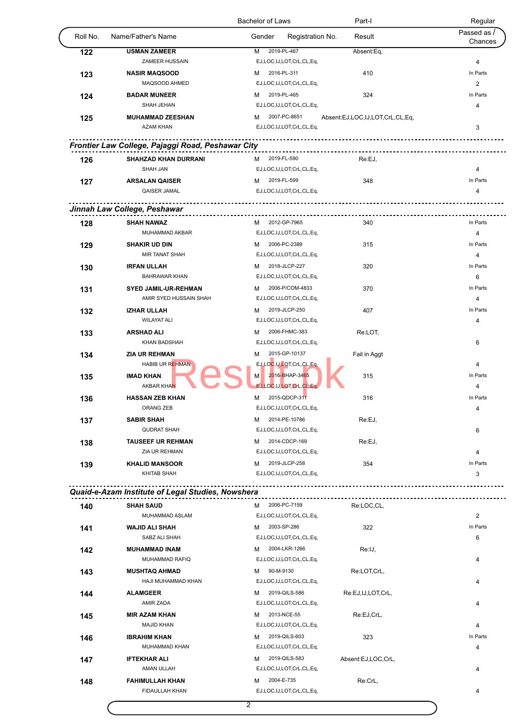| Roll No. | Name/Father's Name | Gender | Registration No. | Result | Passed as / Chances |
|---|---|---|---|---|---|
| | | Bachelor of Laws | | Part-I | Regular |
| 122 | USMAN ZAMEER<br>ZAMEER HUSSAIN | M | 2019-PL-467<br>EJ,LOC,IJ,LOT,CrL,CL,Eq, | Absent:Eq, | 4 |
| 123 | NASIR MAQSOOD<br>MAQSOOD AHMED | M | 2016-PL-311<br>EJ,LOC,IJ,LOT,CrL,CL,Eq, | 410 | In Parts<br>2 |
| 124 | BADAR MUNEER<br>SHAH JEHAN | M | 2019-PL-465<br>EJ,LOC,IJ,LOT,CrL,CL,Eq, | 324 | In Parts<br>4 |
| 125 | MUHAMMAD ZEESHAN<br>AZAM KHAN | M | 2007-PC-8651<br>EJ,LOC,IJ,LOT,CrL,CL,Eq, | Absent:EJ,LOC,IJ,LOT,CrL,CL,Eq, | 3 |

## *Frontier Law College, Pajaggi Road, Peshawar City*

| Roll No. | Name/Father's Name | Gender | Registration No. | Result | Passed as / Chances |
|---|---|---|---|---|---|
| 126 | SHAHZAD KHAN DURRANI<br>SHAH JAN | M | 2019-FL-590<br>EJ,LOC,IJ,LOT,CrL,CL,Eq, | Re:EJ, | 4 |
| 127 | ARSALAN QAISER<br>QAISER JAMAL | M | 2019-FL-599<br>EJ,LOC,IJ,LOT,CrL,CL,Eq, | 348 | In Parts<br>4 |

## *Jinnah Law College, Peshawar*

| Roll No. | Name/Father's Name | Gender | Registration No. | Result | Passed as / Chances |
|---|---|---|---|---|---|
| 128 | SHAH NAWAZ<br>MUHAMMAD AKBAR | M | 2012-GP-7965<br>EJ,LOC,IJ,LOT,CrL,CL,Eq, | 340 | In Parts<br>4 |
| 129 | SHAKIR UD DIN<br>MIR TANAT SHAH | M | 2006-PC-2389<br>EJ,LOC,IJ,LOT,CrL,CL,Eq, | 315 | In Parts<br>4 |
| 130 | IRFAN ULLAH<br>BAHRAWAR KHAN | M | 2018-JLCP-227<br>EJ,LOC,IJ,LOT,CrL,CL,Eq, | 320 | In Parts<br>6 |
| 131 | SYED JAMIL-UR-REHMAN<br>AMIR SYED HUSSAIN SHAH | M | 2006-P/COM-4833<br>EJ,LOC,IJ,LOT,CrL,CL,Eq, | 370 | In Parts<br>4 |
| 132 | IZHAR ULLAH<br>WILAYAT ALI | M | 2019-JLCP-250<br>EJ,LOC,IJ,LOT,CrL,CL,Eq, | 407 | In Parts<br>4 |
| 133 | ARSHAD ALI<br>KHAN BADSHAH | M | 2006-FHMC-383<br>EJ,LOC,IJ,LOT,CrL,CL,Eq, | Re:LOT, | 6 |
| 134 | ZIA UR REHMAN<br>HABIB UR REHMAN | M | 2015-GP-10137<br>EJ,LOC,IJ,LOT,CrL,CL,Eq, | Fail in Aggt | 4 |
| 135 | IMAD KHAN<br>AKBAR KHAN | M | 2016-BHAP-3465<br>EJ,LOC,IJ,LOT,CrL,CL,Eq, | 315 | In Parts<br>4 |
| 136 | HASSAN ZEB KHAN<br>ORANG ZEB | M | 2015-QDCP-311<br>EJ,LOC,IJ,LOT,CrL,CL,Eq, | 316 | In Parts<br>4 |
| 137 | SABIR SHAH<br>QUDRAT SHAH | M | 2014-PE-10786<br>EJ,LOC,IJ,LOT,CrL,CL,Eq, | Re:EJ, | 6 |
| 138 | TAUSEEF UR REHMAN<br>ZIA UR REHMAN | M | 2014-CDCP-169<br>EJ,LOC,IJ,LOT,CrL,CL,Eq, | Re:EJ, | 4 |
| 139 | KHALID MANSOOR<br>KHITAB SHAH | M | 2019-JLCP-258<br>EJ,LOC,IJ,LOT,CrL,CL,Eq, | 354 | In Parts<br>3 |

## *Quaid-e-Azam Institute of Legal Studies, Nowshera*

| Roll No. | Name/Father's Name | Gender | Registration No. | Result | Passed as / Chances |
|---|---|---|---|---|---|
| 140 | SHAH SAUD<br>MUHAMMAD ASLAM | M | 2006-PC-7159<br>EJ,LOC,IJ,LOT,CrL,CL,Eq, | Re:LOC,CL, | 2 |
| 141 | WAJID ALI SHAH<br>SABZ ALI SHAH | M | 2003-SP-286<br>EJ,LOC,IJ,LOT,CrL,CL,Eq, | 322 | In Parts<br>6 |
| 142 | MUHAMMAD INAM<br>MUHAMMAD RAFIQ | M | 2004-LKR-1266<br>EJ,LOC,IJ,LOT,CrL,CL,Eq, | Re:IJ, | 4 |
| 143 | MUSHTAQ AHMAD<br>HAJI MUHAMMAD KHAN | M | 90-M-9130<br>EJ,LOC,IJ,LOT,CrL,CL,Eq, | Re:LOT,CrL, | 4 |
| 144 | ALAMGEER<br>AMIR ZADA | M | 2019-QILS-586<br>EJ,LOC,IJ,LOT,CrL,CL,Eq, | Re:EJ,IJ,LOT,CrL, | 4 |
| 145 | MIR AZAM KHAN<br>MAJID KHAN | M | 2013-NCE-55<br>EJ,LOC,IJ,LOT,CrL,CL,Eq, | Re:EJ,CrL, | 4 |
| 146 | IBRAHIM KHAN<br>MUHAMMAD KHAN | M | 2019-QILS-603<br>EJ,LOC,IJ,LOT,CrL,CL,Eq, | 323 | In Parts<br>4 |
| 147 | IFTEKHAR ALI<br>AMAN ULLAH | M | 2019-QILS-583<br>EJ,LOC,IJ,LOT,CrL,CL,Eq, | Absent:EJ,LOC,CrL, | 4 |
| 148 | FAHIMULLAH KHAN<br>FIDAULLAH KHAN | M | 2004-E-735<br>EJ,LOC,IJ,LOT,CrL,CL,Eq, | Re:CrL, | 4 |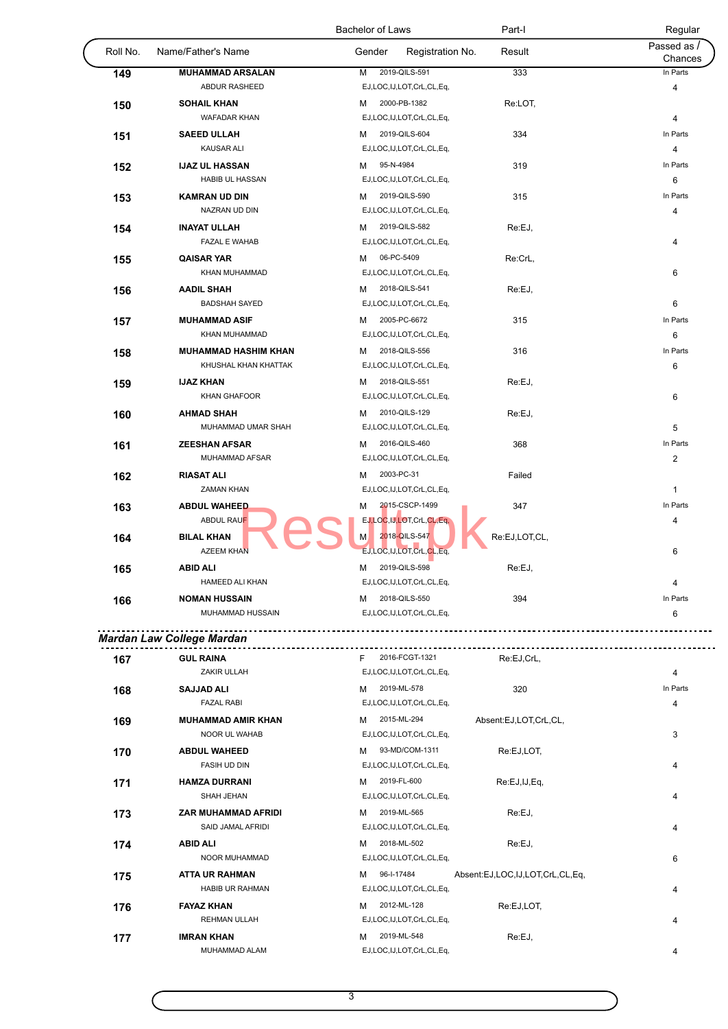| Roll No. | Name/Father's Name | Gender | Registration No. | Result | Passed as / Chances |
|---|---|---|---|---|---|
| | | Bachelor of Laws | | Part-I | Regular |
| 149 | **MUHAMMAD ARSALAN** / ABDUR RASHEED | M | 2019-QILS-591 / EJ,LOC,IJ,LOT,CrL,CL,Eq, | 333 | In Parts / 4 |
| 150 | **SOHAIL KHAN** / WAFADAR KHAN | M | 2000-PB-1382 / EJ,LOC,IJ,LOT,CrL,CL,Eq, | Re:LOT, | 4 |
| 151 | **SAEED ULLAH** / KAUSAR ALI | M | 2019-QILS-604 / EJ,LOC,IJ,LOT,CrL,CL,Eq, | 334 | In Parts / 4 |
| 152 | **IJAZ UL HASSAN** / HABIB UL HASSAN | M | 95-N-4984 / EJ,LOC,IJ,LOT,CrL,CL,Eq, | 319 | In Parts / 6 |
| 153 | **KAMRAN UD DIN** / NAZRAN UD DIN | M | 2019-QILS-590 / EJ,LOC,IJ,LOT,CrL,CL,Eq, | 315 | In Parts / 4 |
| 154 | **INAYAT ULLAH** / FAZAL E WAHAB | M | 2019-QILS-582 / EJ,LOC,IJ,LOT,CrL,CL,Eq, | Re:EJ, | 4 |
| 155 | **QAISAR YAR** / KHAN MUHAMMAD | M | 06-PC-5409 / EJ,LOC,IJ,LOT,CrL,CL,Eq, | Re:CrL, | 6 |
| 156 | **AADIL SHAH** / BADSHAH SAYED | M | 2018-QILS-541 / EJ,LOC,IJ,LOT,CrL,CL,Eq, | Re:EJ, | 6 |
| 157 | **MUHAMMAD ASIF** / KHAN MUHAMMAD | M | 2005-PC-6672 / EJ,LOC,IJ,LOT,CrL,CL,Eq, | 315 | In Parts / 6 |
| 158 | **MUHAMMAD HASHIM KHAN** / KHUSHAL KHAN KHATTAK | M | 2018-QILS-556 / EJ,LOC,IJ,LOT,CrL,CL,Eq, | 316 | In Parts / 6 |
| 159 | **IJAZ KHAN** / KHAN GHAFOOR | M | 2018-QILS-551 / EJ,LOC,IJ,LOT,CrL,CL,Eq, | Re:EJ, | 6 |
| 160 | **AHMAD SHAH** / MUHAMMAD UMAR SHAH | M | 2010-QILS-129 / EJ,LOC,IJ,LOT,CrL,CL,Eq, | Re:EJ, | 5 |
| 161 | **ZEESHAN AFSAR** / MUHAMMAD AFSAR | M | 2016-QILS-460 / EJ,LOC,IJ,LOT,CrL,CL,Eq, | 368 | In Parts / 2 |
| 162 | **RIASAT ALI** / ZAMAN KHAN | M | 2003-PC-31 / EJ,LOC,IJ,LOT,CrL,CL,Eq, | Failed | 1 |
| 163 | **ABDUL WAHEED** / ABDUL RAUF | M | 2015-CSCP-1499 / EJ,LOC,IJ,LOT,CrL,CL,Eq, | 347 | In Parts / 4 |
| 164 | **BILAL KHAN** / AZEEM KHAN | M | 2018-QILS-547 / EJ,LOC,IJ,LOT,CrL,CL,Eq, | Re:EJ,LOT,CL, | 6 |
| 165 | **ABID ALI** / HAMEED ALI KHAN | M | 2019-QILS-598 / EJ,LOC,IJ,LOT,CrL,CL,Eq, | Re:EJ, | 4 |
| 166 | **NOMAN HUSSAIN** / MUHAMMAD HUSSAIN | M | 2018-QILS-550 / EJ,LOC,IJ,LOT,CrL,CL,Eq, | 394 | In Parts / 6 |

***Mardan Law College Mardan***

| Roll No. | Name/Father's Name | Gender | Registration No. | Result | Passed as / Chances |
|---|---|---|---|---|---|
| 167 | **GUL RAINA** / ZAKIR ULLAH | F | 2016-FCGT-1321 / EJ,LOC,IJ,LOT,CrL,CL,Eq, | Re:EJ,CrL, | 4 |
| 168 | **SAJJAD ALI** / FAZAL RABI | M | 2019-ML-578 / EJ,LOC,IJ,LOT,CrL,CL,Eq, | 320 | In Parts / 4 |
| 169 | **MUHAMMAD AMIR KHAN** / NOOR UL WAHAB | M | 2015-ML-294 / EJ,LOC,IJ,LOT,CrL,CL,Eq, | Absent:EJ,LOT,CrL,CL, | 3 |
| 170 | **ABDUL WAHEED** / FASIH UD DIN | M | 93-MD/COM-1311 / EJ,LOC,IJ,LOT,CrL,CL,Eq, | Re:EJ,LOT, | 4 |
| 171 | **HAMZA DURRANI** / SHAH JEHAN | M | 2019-FL-600 / EJ,LOC,IJ,LOT,CrL,CL,Eq, | Re:EJ,IJ,Eq, | 4 |
| 173 | **ZAR MUHAMMAD AFRIDI** / SAID JAMAL AFRIDI | M | 2019-ML-565 / EJ,LOC,IJ,LOT,CrL,CL,Eq, | Re:EJ, | 4 |
| 174 | **ABID ALI** / NOOR MUHAMMAD | M | 2018-ML-502 / EJ,LOC,IJ,LOT,CrL,CL,Eq, | Re:EJ, | 6 |
| 175 | **ATTA UR RAHMAN** / HABIB UR RAHMAN | M | 96-I-17484 / EJ,LOC,IJ,LOT,CrL,CL,Eq, | Absent:EJ,LOC,IJ,LOT,CrL,CL,Eq, | 4 |
| 176 | **FAYAZ KHAN** / REHMAN ULLAH | M | 2012-ML-128 / EJ,LOC,IJ,LOT,CrL,CL,Eq, | Re:EJ,LOT, | 4 |
| 177 | **IMRAN KHAN** / MUHAMMAD ALAM | M | 2019-ML-548 / EJ,LOC,IJ,LOT,CrL,CL,Eq, | Re:EJ, | 4 |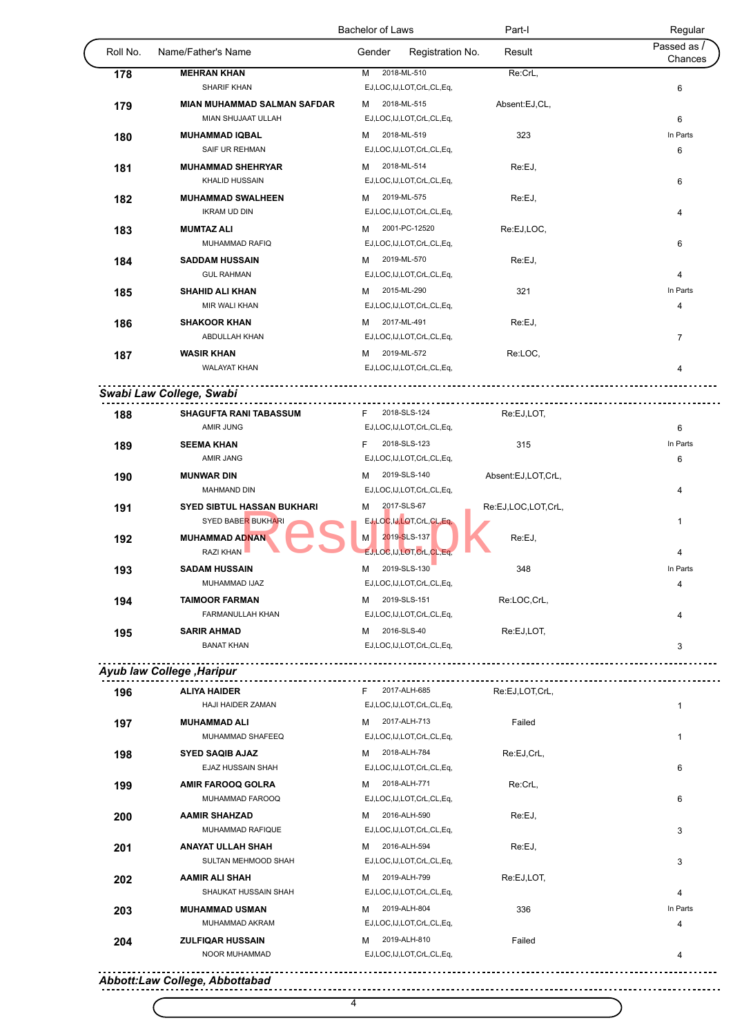| Roll No. | Name/Father's Name | Gender | Registration No. | Result | Passed as / Chances |
|---|---|---|---|---|---|
| | | Bachelor of Laws | | Part-I | Regular |
| 178 | **MEHRAN KHAN**<br>SHARIF KHAN | M | 2018-ML-510<br>EJ,LOC,IJ,LOT,CrL,CL,Eq, | Re:CrL, | 6 |
| 179 | **MIAN MUHAMMAD SALMAN SAFDAR**<br>MIAN SHUJAAT ULLAH | M | 2018-ML-515<br>EJ,LOC,IJ,LOT,CrL,CL,Eq, | Absent:EJ,CL, | 6 |
| 180 | **MUHAMMAD IQBAL**<br>SAIF UR REHMAN | M | 2018-ML-519<br>EJ,LOC,IJ,LOT,CrL,CL,Eq, | 323 | In Parts<br>6 |
| 181 | **MUHAMMAD SHEHRYAR**<br>KHALID HUSSAIN | M | 2018-ML-514<br>EJ,LOC,IJ,LOT,CrL,CL,Eq, | Re:EJ, | 6 |
| 182 | **MUHAMMAD SWALHEEN**<br>IKRAM UD DIN | M | 2019-ML-575<br>EJ,LOC,IJ,LOT,CrL,CL,Eq, | Re:EJ, | 4 |
| 183 | **MUMTAZ ALI**<br>MUHAMMAD RAFIQ | M | 2001-PC-12520<br>EJ,LOC,IJ,LOT,CrL,CL,Eq, | Re:EJ,LOC, | 6 |
| 184 | **SADDAM HUSSAIN**<br>GUL RAHMAN | M | 2019-ML-570<br>EJ,LOC,IJ,LOT,CrL,CL,Eq, | Re:EJ, | 4 |
| 185 | **SHAHID ALI KHAN**<br>MIR WALI KHAN | M | 2015-ML-290<br>EJ,LOC,IJ,LOT,CrL,CL,Eq, | 321 | In Parts<br>4 |
| 186 | **SHAKOOR KHAN**<br>ABDULLAH KHAN | M | 2017-ML-491<br>EJ,LOC,IJ,LOT,CrL,CL,Eq, | Re:EJ, | 7 |
| 187 | **WASIR KHAN**<br>WALAYAT KHAN | M | 2019-ML-572<br>EJ,LOC,IJ,LOT,CrL,CL,Eq, | Re:LOC, | 4 |

### *Swabi Law College, Swabi*

| Roll No. | Name/Father's Name | Gender | Registration No. | Result | Passed as / Chances |
|---|---|---|---|---|---|
| 188 | **SHAGUFTA RANI TABASSUM**<br>AMIR JUNG | F | 2018-SLS-124<br>EJ,LOC,IJ,LOT,CrL,CL,Eq, | Re:EJ,LOT, | 6 |
| 189 | **SEEMA KHAN**<br>AMIR JANG | F | 2018-SLS-123<br>EJ,LOC,IJ,LOT,CrL,CL,Eq, | 315 | In Parts<br>6 |
| 190 | **MUNWAR DIN**<br>MAHMAND DIN | M | 2019-SLS-140<br>EJ,LOC,IJ,LOT,CrL,CL,Eq, | Absent:EJ,LOT,CrL, | 4 |
| 191 | **SYED SIBTUL HASSAN BUKHARI**<br>SYED BABER BUKHARI | M | 2017-SLS-67<br>EJ,LOC,IJ,LOT,CrL,CL,Eq, | Re:EJ,LOC,LOT,CrL, | 1 |
| 192 | **MUHAMMAD ADNAN**<br>RAZI KHAN | M | 2019-SLS-137<br>EJ,LOC,IJ,LOT,CrL,CL,Eq, | Re:EJ, | 4 |
| 193 | **SADAM HUSSAIN**<br>MUHAMMAD IJAZ | M | 2019-SLS-130<br>EJ,LOC,IJ,LOT,CrL,CL,Eq, | 348 | In Parts<br>4 |
| 194 | **TAIMOOR FARMAN**<br>FARMANULLAH KHAN | M | 2019-SLS-151<br>EJ,LOC,IJ,LOT,CrL,CL,Eq, | Re:LOC,CrL, | 4 |
| 195 | **SARIR AHMAD**<br>BANAT KHAN | M | 2016-SLS-40<br>EJ,LOC,IJ,LOT,CrL,CL,Eq, | Re:EJ,LOT, | 3 |

### *Ayub law College ,Haripur*

| Roll No. | Name/Father's Name | Gender | Registration No. | Result | Passed as / Chances |
|---|---|---|---|---|---|
| 196 | **ALIYA HAIDER**<br>HAJI HAIDER ZAMAN | F | 2017-ALH-685<br>EJ,LOC,IJ,LOT,CrL,CL,Eq, | Re:EJ,LOT,CrL, | 1 |
| 197 | **MUHAMMAD ALI**<br>MUHAMMAD SHAFEEQ | M | 2017-ALH-713<br>EJ,LOC,IJ,LOT,CrL,CL,Eq, | Failed | 1 |
| 198 | **SYED SAQIB AJAZ**<br>EJAZ HUSSAIN SHAH | M | 2018-ALH-784<br>EJ,LOC,IJ,LOT,CrL,CL,Eq, | Re:EJ,CrL, | 6 |
| 199 | **AMIR FAROOQ GOLRA**<br>MUHAMMAD FAROOQ | M | 2018-ALH-771<br>EJ,LOC,IJ,LOT,CrL,CL,Eq, | Re:CrL, | 6 |
| 200 | **AAMIR SHAHZAD**<br>MUHAMMAD RAFIQUE | M | 2016-ALH-590<br>EJ,LOC,IJ,LOT,CrL,CL,Eq, | Re:EJ, | 3 |
| 201 | **ANAYAT ULLAH SHAH**<br>SULTAN MEHMOOD SHAH | M | 2016-ALH-594<br>EJ,LOC,IJ,LOT,CrL,CL,Eq, | Re:EJ, | 3 |
| 202 | **AAMIR ALI SHAH**<br>SHAUKAT HUSSAIN SHAH | M | 2019-ALH-799<br>EJ,LOC,IJ,LOT,CrL,CL,Eq, | Re:EJ,LOT, | 4 |
| 203 | **MUHAMMAD USMAN**<br>MUHAMMAD AKRAM | M | 2019-ALH-804<br>EJ,LOC,IJ,LOT,CrL,CL,Eq, | 336 | In Parts<br>4 |
| 204 | **ZULFIQAR HUSSAIN**<br>NOOR MUHAMMAD | M | 2019-ALH-810<br>EJ,LOC,IJ,LOT,CrL,CL,Eq, | Failed | 4 |

### *Abbott:Law College, Abbottabad*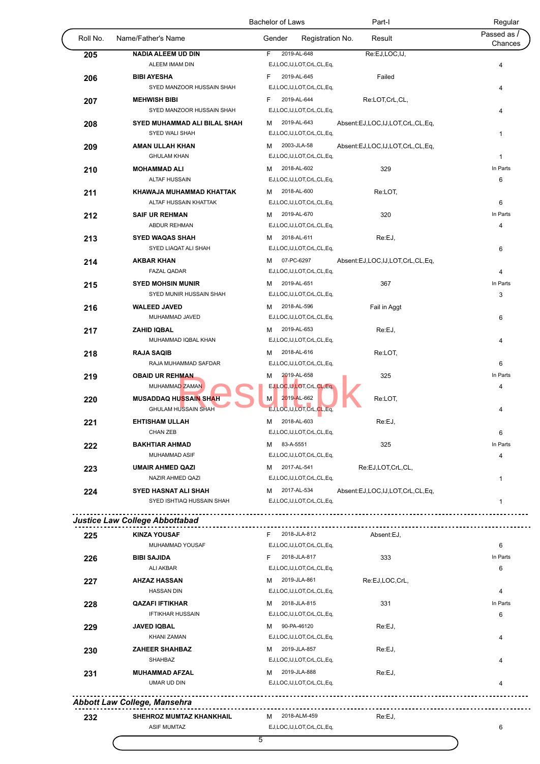Bachelor of Laws — Part-I — Regular

| Roll No. | Name/Father's Name | Gender | Registration No. | Result | Passed as / Chances |
|---|---|---|---|---|---|
| 205 | **NADIA ALEEM UD DIN**<br>ALEEM IMAM DIN | F | 2019-AL-648<br>EJ,LOC,IJ,LOT,CrL,CL,Eq, | Re:EJ,LOC,IJ, | 4 |
| 206 | **BIBI AYESHA**<br>SYED MANZOOR HUSSAIN SHAH | F | 2019-AL-645<br>EJ,LOC,IJ,LOT,CrL,CL,Eq, | Failed | 4 |
| 207 | **MEHWISH BIBI**<br>SYED MANZOOR HUSSAIN SHAH | F | 2019-AL-644<br>EJ,LOC,IJ,LOT,CrL,CL,Eq, | Re:LOT,CrL,CL, | 4 |
| 208 | **SYED MUHAMMAD ALI BILAL SHAH**<br>SYED WALI SHAH | M | 2019-AL-643<br>EJ,LOC,IJ,LOT,CrL,CL,Eq, | Absent:EJ,LOC,IJ,LOT,CrL,CL,Eq, | 1 |
| 209 | **AMAN ULLAH KHAN**<br>GHULAM KHAN | M | 2003-JLA-58<br>EJ,LOC,IJ,LOT,CrL,CL,Eq, | Absent:EJ,LOC,IJ,LOT,CrL,CL,Eq, | 1 |
| 210 | **MOHAMMAD ALI**<br>ALTAF HUSSAIN | M | 2018-AL-602<br>EJ,LOC,IJ,LOT,CrL,CL,Eq, | 329 | In Parts<br>6 |
| 211 | **KHAWAJA MUHAMMAD KHATTAK**<br>ALTAF HUSSAIN KHATTAK | M | 2018-AL-600<br>EJ,LOC,IJ,LOT,CrL,CL,Eq, | Re:LOT, | 6 |
| 212 | **SAIF UR REHMAN**<br>ABDUR REHMAN | M | 2019-AL-670<br>EJ,LOC,IJ,LOT,CrL,CL,Eq, | 320 | In Parts<br>4 |
| 213 | **SYED WAQAS SHAH**<br>SYED LIAQAT ALI SHAH | M | 2018-AL-611<br>EJ,LOC,IJ,LOT,CrL,CL,Eq, | Re:EJ, | 6 |
| 214 | **AKBAR KHAN**<br>FAZAL QADAR | M | 07-PC-6297<br>EJ,LOC,IJ,LOT,CrL,CL,Eq, | Absent:EJ,LOC,IJ,LOT,CrL,CL,Eq, | 4 |
| 215 | **SYED MOHSIN MUNIR**<br>SYED MUNIR HUSSAIN SHAH | M | 2019-AL-651<br>EJ,LOC,IJ,LOT,CrL,CL,Eq, | 367 | In Parts<br>3 |
| 216 | **WALEED JAVED**<br>MUHAMMAD JAVED | M | 2018-AL-596<br>EJ,LOC,IJ,LOT,CrL,CL,Eq, | Fail in Aggt | 6 |
| 217 | **ZAHID IQBAL**<br>MUHAMMAD IQBAL KHAN | M | 2019-AL-653<br>EJ,LOC,IJ,LOT,CrL,CL,Eq, | Re:EJ, | 4 |
| 218 | **RAJA SAQIB**<br>RAJA MUHAMMAD SAFDAR | M | 2018-AL-616<br>EJ,LOC,IJ,LOT,CrL,CL,Eq, | Re:LOT, | 6 |
| 219 | **OBAID UR REHMAN**<br>MUHAMMAD ZAMAN | M | 2019-AL-658<br>EJ,LOC,IJ,LOT,CrL,CL,Eq, | 325 | In Parts<br>4 |
| 220 | **MUSADDAQ HUSSAIN SHAH**<br>GHULAM HUSSAIN SHAH | M | 2019-AL-662<br>EJ,LOC,IJ,LOT,CrL,CL,Eq, | Re:LOT, | 4 |
| 221 | **EHTISHAM ULLAH**<br>CHAN ZEB | M | 2018-AL-603<br>EJ,LOC,IJ,LOT,CrL,CL,Eq, | Re:EJ, | 6 |
| 222 | **BAKHTIAR AHMAD**<br>MUHAMMAD ASIF | M | 83-A-5551<br>EJ,LOC,IJ,LOT,CrL,CL,Eq, | 325 | In Parts<br>4 |
| 223 | **UMAIR AHMED QAZI**<br>NAZIR AHMED QAZI | M | 2017-AL-541<br>EJ,LOC,IJ,LOT,CrL,CL,Eq, | Re:EJ,LOT,CrL,CL, | 1 |
| 224 | **SYED HASNAT ALI SHAH**<br>SYED ISHTIAQ HUSSAIN SHAH | M | 2017-AL-534<br>EJ,LOC,IJ,LOT,CrL,CL,Eq, | Absent:EJ,LOC,IJ,LOT,CrL,CL,Eq, | 1 |

***Justice Law College Abbottabad***

| Roll No. | Name/Father's Name | Gender | Registration No. | Result | Passed as / Chances |
|---|---|---|---|---|---|
| 225 | **KINZA YOUSAF**<br>MUHAMMAD YOUSAF | F | 2018-JLA-812<br>EJ,LOC,IJ,LOT,CrL,CL,Eq, | Absent:EJ, | 6 |
| 226 | **BIBI SAJIDA**<br>ALI AKBAR | F | 2018-JLA-817<br>EJ,LOC,IJ,LOT,CrL,CL,Eq, | 333 | In Parts<br>6 |
| 227 | **AHZAZ HASSAN**<br>HASSAN DIN | M | 2019-JLA-861<br>EJ,LOC,IJ,LOT,CrL,CL,Eq, | Re:EJ,LOC,CrL, | 4 |
| 228 | **QAZAFI IFTIKHAR**<br>IFTIKHAR HUSSAIN | M | 2018-JLA-815<br>EJ,LOC,IJ,LOT,CrL,CL,Eq, | 331 | In Parts<br>6 |
| 229 | **JAVED IQBAL**<br>KHANI ZAMAN | M | 90-PA-46120<br>EJ,LOC,IJ,LOT,CrL,CL,Eq, | Re:EJ, | 4 |
| 230 | **ZAHEER SHAHBAZ**<br>SHAHBAZ | M | 2019-JLA-857<br>EJ,LOC,IJ,LOT,CrL,CL,Eq, | Re:EJ, | 4 |
| 231 | **MUHAMMAD AFZAL**<br>UMAR UD DIN | M | 2019-JLA-888<br>EJ,LOC,IJ,LOT,CrL,CL,Eq, | Re:EJ, | 4 |

***Abbott Law College, Mansehra***

| Roll No. | Name/Father's Name | Gender | Registration No. | Result | Passed as / Chances |
|---|---|---|---|---|---|
| 232 | **SHEHROZ MUMTAZ KHANKHAIL**<br>ASIF MUMTAZ | M | 2018-ALM-459<br>EJ,LOC,IJ,LOT,CrL,CL,Eq, | Re:EJ, | 6 |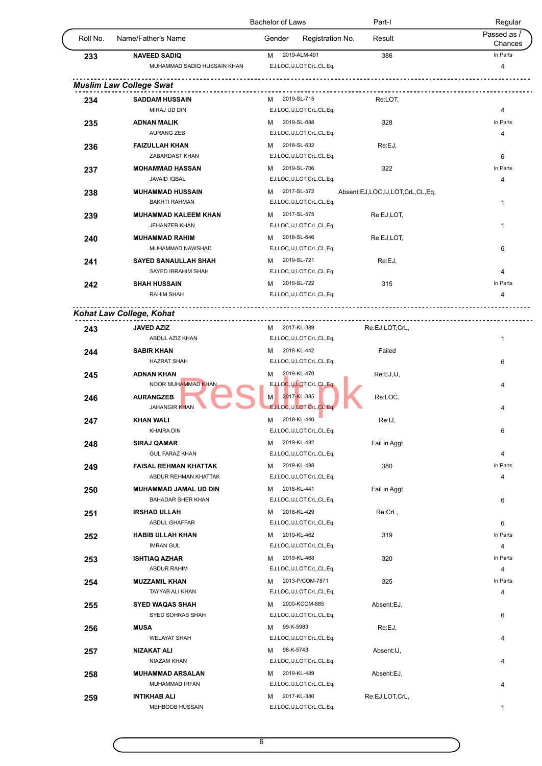| Roll No. | Name/Father's Name | Gender | Registration No. | Result | Passed as / Chances |
|---|---|---|---|---|---|
| 233 | **NAVEED SADIQ**<br>MUHAMMAD SADIQ HUSSAIN KHAN | M | 2019-ALM-491<br>EJ,LOC,IJ,LOT,CrL,CL,Eq, | 386 | In Parts<br>4 |

### *Muslim Law College Swat*

| Roll No. | Name/Father's Name | Gender | Registration No. | Result | Passed as / Chances |
|---|---|---|---|---|---|
| 234 | **SADDAM HUSSAIN**<br>MIRAJ UD DIN | M | 2019-SL-715<br>EJ,LOC,IJ,LOT,CrL,CL,Eq, | Re:LOT, | 4 |
| 235 | **ADNAN MALIK**<br>AURANG ZEB | M | 2019-SL-688<br>EJ,LOC,IJ,LOT,CrL,CL,Eq, | 328 | In Parts<br>4 |
| 236 | **FAIZULLAH KHAN**<br>ZABARDAST KHAN | M | 2018-SL-632<br>EJ,LOC,IJ,LOT,CrL,CL,Eq, | Re:EJ, | 6 |
| 237 | **MOHAMMAD HASSAN**<br>JAVAID IQBAL | M | 2019-SL-706<br>EJ,LOC,IJ,LOT,CrL,CL,Eq, | 322 | In Parts<br>4 |
| 238 | **MUHAMMAD HUSSAIN**<br>BAKHTI RAHMAN | M | 2017-SL-572<br>EJ,LOC,IJ,LOT,CrL,CL,Eq, | Absent:EJ,LOC,IJ,LOT,CrL,CL,Eq, | 1 |
| 239 | **MUHAMMAD KALEEM KHAN**<br>JEHANZEB KHAN | M | 2017-SL-575<br>EJ,LOC,IJ,LOT,CrL,CL,Eq, | Re:EJ,LOT, | 1 |
| 240 | **MUHAMMAD RAHIM**<br>MUHAMMAD NAWSHAD | M | 2018-SL-646<br>EJ,LOC,IJ,LOT,CrL,CL,Eq, | Re:EJ,LOT, | 6 |
| 241 | **SAYED SANAULLAH SHAH**<br>SAYED IBRAHIM SHAH | M | 2019-SL-721<br>EJ,LOC,IJ,LOT,CrL,CL,Eq, | Re:EJ, | 4 |
| 242 | **SHAH HUSSAIN**<br>RAHIM SHAH | M | 2019-SL-722<br>EJ,LOC,IJ,LOT,CrL,CL,Eq, | 315 | In Parts<br>4 |

### *Kohat Law College, Kohat*

| Roll No. | Name/Father's Name | Gender | Registration No. | Result | Passed as / Chances |
|---|---|---|---|---|---|
| 243 | **JAVED AZIZ**<br>ABDUL AZIZ KHAN | M | 2017-KL-389<br>EJ,LOC,IJ,LOT,CrL,CL,Eq, | Re:EJ,LOT,CrL, | 1 |
| 244 | **SABIR KHAN**<br>HAZRAT SHAH | M | 2018-KL-442<br>EJ,LOC,IJ,LOT,CrL,CL,Eq, | Failed | 6 |
| 245 | **ADNAN KHAN**<br>NOOR MUHAMMAD KHAN | M | 2019-KL-470<br>EJ,LOC,IJ,LOT,CrL,CL,Eq, | Re:EJ,IJ, | 4 |
| 246 | **AURANGZEB**<br>JAHANGIR KHAN | M | 2017-KL-385<br>EJ,LOC,IJ,LOT,CrL,CL,Eq, | Re:LOC, | 4 |
| 247 | **KHAN WALI**<br>KHAIRA DIN | M | 2018-KL-440<br>EJ,LOC,IJ,LOT,CrL,CL,Eq, | Re:IJ, | 6 |
| 248 | **SIRAJ QAMAR**<br>GUL FARAZ KHAN | M | 2019-KL-482<br>EJ,LOC,IJ,LOT,CrL,CL,Eq, | Fail in Aggt | 4 |
| 249 | **FAISAL REHMAN KHATTAK**<br>ABDUR REHMAN KHATTAK | M | 2019-KL-488<br>EJ,LOC,IJ,LOT,CrL,CL,Eq, | 380 | In Parts<br>4 |
| 250 | **MUHAMMAD JAMAL UD DIN**<br>BAHADAR SHER KHAN | M | 2018-KL-441<br>EJ,LOC,IJ,LOT,CrL,CL,Eq, | Fail in Aggt | 6 |
| 251 | **IRSHAD ULLAH**<br>ABDUL GHAFFAR | M | 2018-KL-429<br>EJ,LOC,IJ,LOT,CrL,CL,Eq, | Re:CrL, | 6 |
| 252 | **HABIB ULLAH KHAN**<br>IMRAN GUL | M | 2019-KL-462<br>EJ,LOC,IJ,LOT,CrL,CL,Eq, | 319 | In Parts<br>4 |
| 253 | **ISHTIAQ AZHAR**<br>ABDUR RAHIM | M | 2019-KL-468<br>EJ,LOC,IJ,LOT,CrL,CL,Eq, | 320 | In Parts<br>4 |
| 254 | **MUZZAMIL KHAN**<br>TAYYAB ALI KHAN | M | 2013-P/COM-7871<br>EJ,LOC,IJ,LOT,CrL,CL,Eq, | 325 | In Parts<br>4 |
| 255 | **SYED WAQAS SHAH**<br>SYED SOHRAB SHAH | M | 2000-KCOM-885<br>EJ,LOC,IJ,LOT,CrL,CL,Eq, | Absent:EJ, | 6 |
| 256 | **MUSA**<br>WELAYAT SHAH | M | 99-K-5983<br>EJ,LOC,IJ,LOT,CrL,CL,Eq, | Re:EJ, | 4 |
| 257 | **NIZAKAT ALI**<br>NIAZAM KHAN | M | 98-K-5743<br>EJ,LOC,IJ,LOT,CrL,CL,Eq, | Absent:IJ, | 4 |
| 258 | **MUHAMMAD ARSALAN**<br>MUHAMMAD IRFAN | M | 2019-KL-489<br>EJ,LOC,IJ,LOT,CrL,CL,Eq, | Absent:EJ, | 4 |
| 259 | **INTIKHAB ALI**<br>MEHBOOB HUSSAIN | M | 2017-KL-380<br>EJ,LOC,IJ,LOT,CrL,CL,Eq, | Re:EJ,LOT,CrL, | 1 |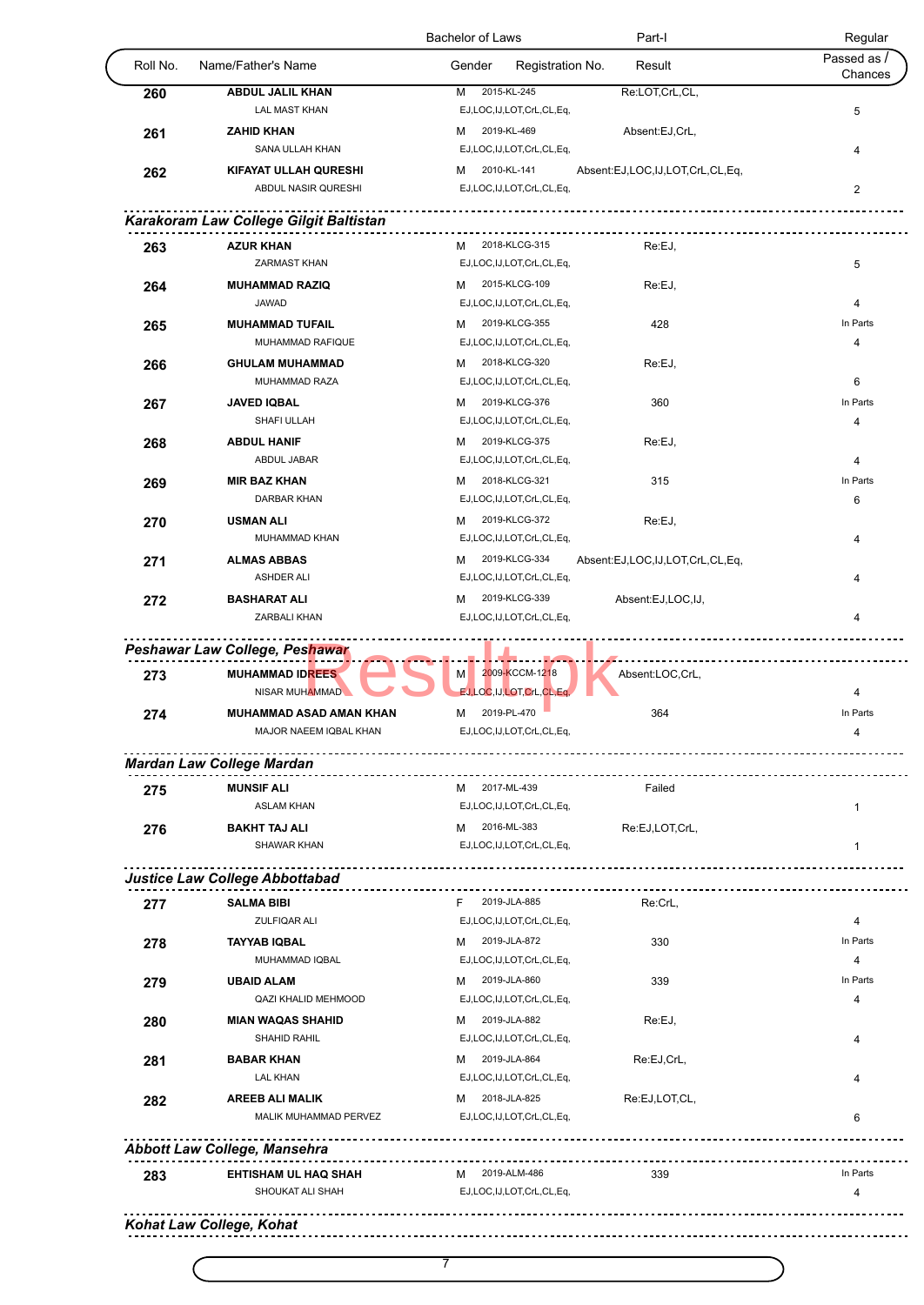| Roll No. | Name/Father's Name | Gender | Registration No. | Result | Passed as / Chances |
|---|---|---|---|---|---|
| | | Bachelor of Laws | | Part-I | Regular |
| 260 | ABDUL JALIL KHAN<br>LAL MAST KHAN | M | 2015-KL-245<br>EJ,LOC,IJ,LOT,CrL,CL,Eq, | Re:LOT,CrL,CL, | 5 |
| 261 | ZAHID KHAN<br>SANA ULLAH KHAN | M | 2019-KL-469<br>EJ,LOC,IJ,LOT,CrL,CL,Eq, | Absent:EJ,CrL, | 4 |
| 262 | KIFAYAT ULLAH QURESHI<br>ABDUL NASIR QURESHI | M | 2010-KL-141<br>EJ,LOC,IJ,LOT,CrL,CL,Eq, | Absent:EJ,LOC,IJ,LOT,CrL,CL,Eq, | 2 |

### Karakoram Law College Gilgit Baltistan

| Roll No. | Name/Father's Name | Gender | Registration No. | Result | Passed as / Chances |
|---|---|---|---|---|---|
| 263 | AZUR KHAN<br>ZARMAST KHAN | M | 2018-KLCG-315<br>EJ,LOC,IJ,LOT,CrL,CL,Eq, | Re:EJ, | 5 |
| 264 | MUHAMMAD RAZIQ<br>JAWAD | M | 2015-KLCG-109<br>EJ,LOC,IJ,LOT,CrL,CL,Eq, | Re:EJ, | 4 |
| 265 | MUHAMMAD TUFAIL<br>MUHAMMAD RAFIQUE | M | 2019-KLCG-355<br>EJ,LOC,IJ,LOT,CrL,CL,Eq, | 428 | In Parts<br>4 |
| 266 | GHULAM MUHAMMAD<br>MUHAMMAD RAZA | M | 2018-KLCG-320<br>EJ,LOC,IJ,LOT,CrL,CL,Eq, | Re:EJ, | 6 |
| 267 | JAVED IQBAL<br>SHAFI ULLAH | M | 2019-KLCG-376<br>EJ,LOC,IJ,LOT,CrL,CL,Eq, | 360 | In Parts<br>4 |
| 268 | ABDUL HANIF<br>ABDUL JABAR | M | 2019-KLCG-375<br>EJ,LOC,IJ,LOT,CrL,CL,Eq, | Re:EJ, | 4 |
| 269 | MIR BAZ KHAN<br>DARBAR KHAN | M | 2018-KLCG-321<br>EJ,LOC,IJ,LOT,CrL,CL,Eq, | 315 | In Parts<br>6 |
| 270 | USMAN ALI<br>MUHAMMAD KHAN | M | 2019-KLCG-372<br>EJ,LOC,IJ,LOT,CrL,CL,Eq, | Re:EJ, | 4 |
| 271 | ALMAS ABBAS<br>ASHDER ALI | M | 2019-KLCG-334<br>EJ,LOC,IJ,LOT,CrL,CL,Eq, | Absent:EJ,LOC,IJ,LOT,CrL,CL,Eq, | 4 |
| 272 | BASHARAT ALI<br>ZARBALI KHAN | M | 2019-KLCG-339<br>EJ,LOC,IJ,LOT,CrL,CL,Eq, | Absent:EJ,LOC,IJ, | 4 |

### Peshawar Law College, Peshawar

| Roll No. | Name/Father's Name | Gender | Registration No. | Result | Passed as / Chances |
|---|---|---|---|---|---|
| 273 | MUHAMMAD IDREES<br>NISAR MUHAMMAD | M | 2009-KCCM-1218<br>EJ,LOC,IJ,LOT,CrL,CL,Eq, | Absent:LOC,CrL, | 4 |
| 274 | MUHAMMAD ASAD AMAN KHAN<br>MAJOR NAEEM IQBAL KHAN | M | 2019-PL-470<br>EJ,LOC,IJ,LOT,CrL,CL,Eq, | 364 | In Parts<br>4 |

### Mardan Law College Mardan

| Roll No. | Name/Father's Name | Gender | Registration No. | Result | Passed as / Chances |
|---|---|---|---|---|---|
| 275 | MUNSIF ALI<br>ASLAM KHAN | M | 2017-ML-439<br>EJ,LOC,IJ,LOT,CrL,CL,Eq, | Failed | 1 |
| 276 | BAKHT TAJ ALI<br>SHAWAR KHAN | M | 2016-ML-383<br>EJ,LOC,IJ,LOT,CrL,CL,Eq, | Re:EJ,LOT,CrL, | 1 |

### Justice Law College Abbottabad

| Roll No. | Name/Father's Name | Gender | Registration No. | Result | Passed as / Chances |
|---|---|---|---|---|---|
| 277 | SALMA BIBI<br>ZULFIQAR ALI | F | 2019-JLA-885<br>EJ,LOC,IJ,LOT,CrL,CL,Eq, | Re:CrL, | 4 |
| 278 | TAYYAB IQBAL<br>MUHAMMAD IQBAL | M | 2019-JLA-872<br>EJ,LOC,IJ,LOT,CrL,CL,Eq, | 330 | In Parts<br>4 |
| 279 | UBAID ALAM<br>QAZI KHALID MEHMOOD | M | 2019-JLA-860<br>EJ,LOC,IJ,LOT,CrL,CL,Eq, | 339 | In Parts<br>4 |
| 280 | MIAN WAQAS SHAHID<br>SHAHID RAHIL | M | 2019-JLA-882<br>EJ,LOC,IJ,LOT,CrL,CL,Eq, | Re:EJ, | 4 |
| 281 | BABAR KHAN<br>LAL KHAN | M | 2019-JLA-864<br>EJ,LOC,IJ,LOT,CrL,CL,Eq, | Re:EJ,CrL, | 4 |
| 282 | AREEB ALI MALIK<br>MALIK MUHAMMAD PERVEZ | M | 2018-JLA-825<br>EJ,LOC,IJ,LOT,CrL,CL,Eq, | Re:EJ,LOT,CL, | 6 |

### Abbott Law College, Mansehra

| Roll No. | Name/Father's Name | Gender | Registration No. | Result | Passed as / Chances |
|---|---|---|---|---|---|
| 283 | EHTISHAM UL HAQ SHAH<br>SHOUKAT ALI SHAH | M | 2019-ALM-486<br>EJ,LOC,IJ,LOT,CrL,CL,Eq, | 339 | In Parts<br>4 |

### Kohat Law College, Kohat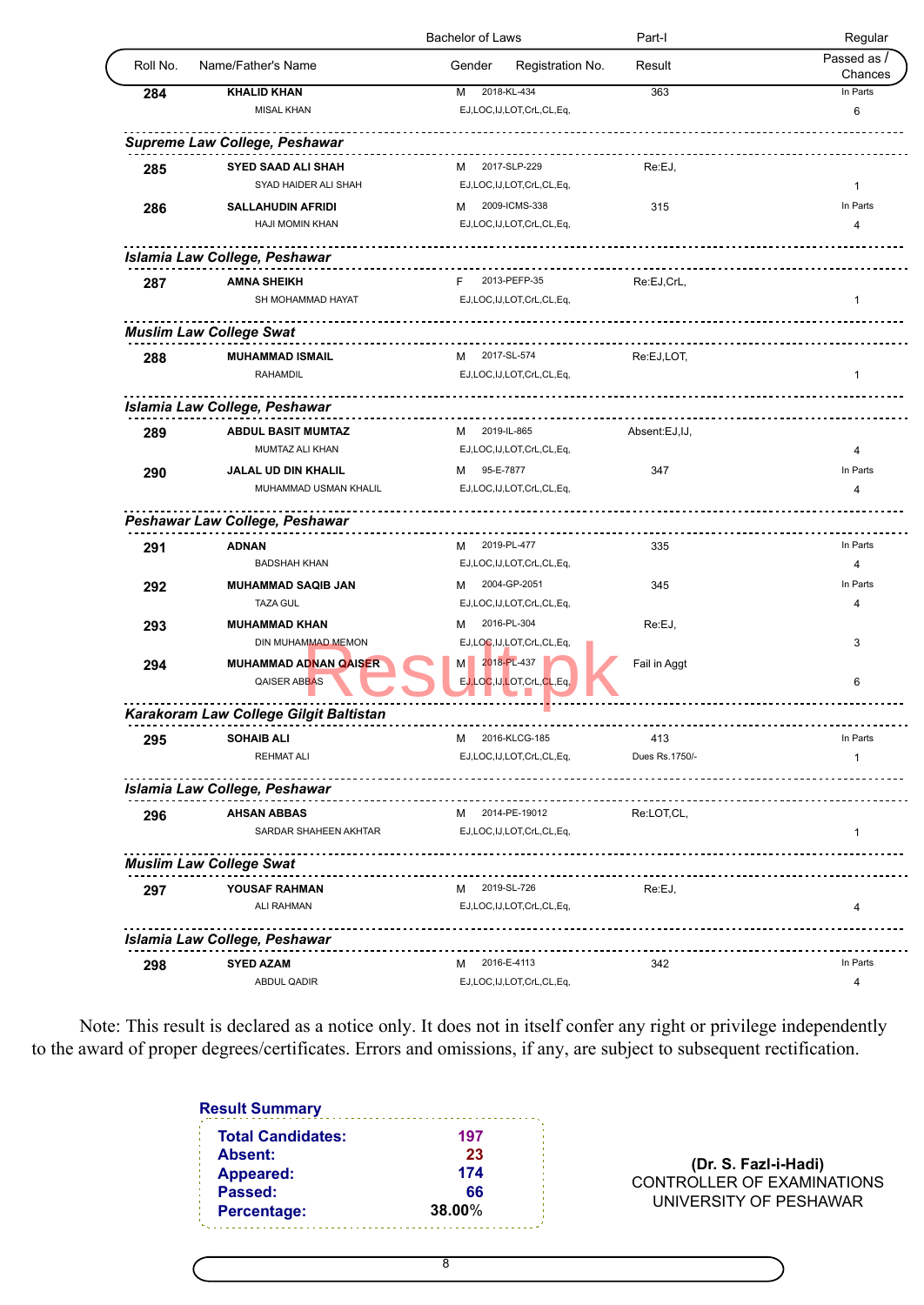Bachelor of Laws — Part-I — Regular

| Roll No. | Name/Father's Name | Gender | Registration No. | Result | Passed as / Chances |
|---|---|---|---|---|---|
| 284 | KHALID KHAN | M | 2018-KL-434 | 363 | In Parts |
| | MISAL KHAN | | EJ,LOC,IJ,LOT,CrL,CL,Eq, | | 6 |

*Supreme Law College, Peshawar*

| Roll No. | Name/Father's Name | Gender | Registration No. | Result | Passed as / Chances |
|---|---|---|---|---|---|
| 285 | SYED SAAD ALI SHAH | M | 2017-SLP-229 | Re:EJ, | |
| | SYAD HAIDER ALI SHAH | | EJ,LOC,IJ,LOT,CrL,CL,Eq, | | 1 |
| 286 | SALLAHUDIN AFRIDI | M | 2009-ICMS-338 | 315 | In Parts |
| | HAJI MOMIN KHAN | | EJ,LOC,IJ,LOT,CrL,CL,Eq, | | 4 |

*Islamia Law College, Peshawar*

| Roll No. | Name/Father's Name | Gender | Registration No. | Result | Passed as / Chances |
|---|---|---|---|---|---|
| 287 | AMNA SHEIKH | F | 2013-PEFP-35 | Re:EJ,CrL, | |
| | SH MOHAMMAD HAYAT | | EJ,LOC,IJ,LOT,CrL,CL,Eq, | | 1 |

*Muslim Law College Swat*

| Roll No. | Name/Father's Name | Gender | Registration No. | Result | Passed as / Chances |
|---|---|---|---|---|---|
| 288 | MUHAMMAD ISMAIL | M | 2017-SL-574 | Re:EJ,LOT, | |
| | RAHAMDIL | | EJ,LOC,IJ,LOT,CrL,CL,Eq, | | 1 |

*Islamia Law College, Peshawar*

| Roll No. | Name/Father's Name | Gender | Registration No. | Result | Passed as / Chances |
|---|---|---|---|---|---|
| 289 | ABDUL BASIT MUMTAZ | M | 2019-IL-865 | Absent:EJ,IJ, | |
| | MUMTAZ ALI KHAN | | EJ,LOC,IJ,LOT,CrL,CL,Eq, | | 4 |
| 290 | JALAL UD DIN KHALIL | M | 95-E-7877 | 347 | In Parts |
| | MUHAMMAD USMAN KHALIL | | EJ,LOC,IJ,LOT,CrL,CL,Eq, | | 4 |

*Peshawar Law College, Peshawar*

| Roll No. | Name/Father's Name | Gender | Registration No. | Result | Passed as / Chances |
|---|---|---|---|---|---|
| 291 | ADNAN | M | 2019-PL-477 | 335 | In Parts |
| | BADSHAH KHAN | | EJ,LOC,IJ,LOT,CrL,CL,Eq, | | 4 |
| 292 | MUHAMMAD SAQIB JAN | M | 2004-GP-2051 | 345 | In Parts |
| | TAZA GUL | | EJ,LOC,IJ,LOT,CrL,CL,Eq, | | 4 |
| 293 | MUHAMMAD KHAN | M | 2016-PL-304 | Re:EJ, | |
| | DIN MUHAMMAD MEMON | | EJ,LOC,IJ,LOT,CrL,CL,Eq, | | 3 |
| 294 | MUHAMMAD ADNAN QAISER | M | 2018-PL-437 | Fail in Aggt | |
| | QAISER ABBAS | | EJ,LOC,IJ,LOT,CrL,CL,Eq, | | 6 |

*Karakoram Law College Gilgit Baltistan*

| Roll No. | Name/Father's Name | Gender | Registration No. | Result | Passed as / Chances |
|---|---|---|---|---|---|
| 295 | SOHAIB ALI | M | 2016-KLCG-185 | 413 | In Parts |
| | REHMAT ALI | | EJ,LOC,IJ,LOT,CrL,CL,Eq, | Dues Rs.1750/- | 1 |

*Islamia Law College, Peshawar*

| Roll No. | Name/Father's Name | Gender | Registration No. | Result | Passed as / Chances |
|---|---|---|---|---|---|
| 296 | AHSAN ABBAS | M | 2014-PE-19012 | Re:LOT,CL, | |
| | SARDAR SHAHEEN AKHTAR | | EJ,LOC,IJ,LOT,CrL,CL,Eq, | | 1 |

*Muslim Law College Swat*

| Roll No. | Name/Father's Name | Gender | Registration No. | Result | Passed as / Chances |
|---|---|---|---|---|---|
| 297 | YOUSAF RAHMAN | M | 2019-SL-726 | Re:EJ, | |
| | ALI RAHMAN | | EJ,LOC,IJ,LOT,CrL,CL,Eq, | | 4 |

*Islamia Law College, Peshawar*

| Roll No. | Name/Father's Name | Gender | Registration No. | Result | Passed as / Chances |
|---|---|---|---|---|---|
| 298 | SYED AZAM | M | 2016-E-4113 | 342 | In Parts |
| | ABDUL QADIR | | EJ,LOC,IJ,LOT,CrL,CL,Eq, | | 4 |

Note: This result is declared as a notice only. It does not in itself confer any right or privilege independently to the award of proper degrees/certificates. Errors and omissions, if any, are subject to subsequent rectification.

**Result Summary**

| | |
|---|---|
| **Total Candidates:** | 197 |
| **Absent:** | 23 |
| **Appeared:** | 174 |
| **Passed:** | 66 |
| **Percentage:** | 38.00% |

**(Dr. S. Fazl-i-Hadi)**
CONTROLLER OF EXAMINATIONS
UNIVERSITY OF PESHAWAR